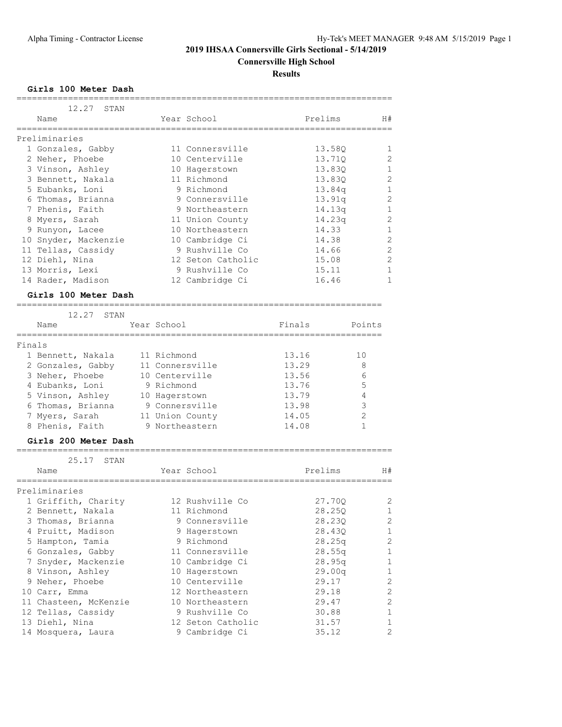# 2019 IHSAA Connersville Girls Sectional - 5/14/2019

## Connersville High School

## Results

### Girls 100 Meter Dash

12.27 STAN

| | Name | Year | School | Prelims | H# |
|---|---|---|---|---|---|
| Preliminaries | | | | | |
| 1 | Gonzales, Gabby | 11 | Connersville | 13.58Q | 1 |
| 2 | Neher, Phoebe | 10 | Centerville | 13.71Q | 2 |
| 3 | Vinson, Ashley | 10 | Hagerstown | 13.83Q | 1 |
| 3 | Bennett, Nakala | 11 | Richmond | 13.83Q | 2 |
| 5 | Eubanks, Loni | 9 | Richmond | 13.84q | 1 |
| 6 | Thomas, Brianna | 9 | Connersville | 13.91q | 2 |
| 7 | Phenis, Faith | 9 | Northeastern | 14.13q | 1 |
| 8 | Myers, Sarah | 11 | Union County | 14.23q | 2 |
| 9 | Runyon, Lacee | 10 | Northeastern | 14.33 | 1 |
| 10 | Snyder, Mackenzie | 10 | Cambridge Ci | 14.38 | 2 |
| 11 | Tellas, Cassidy | 9 | Rushville Co | 14.66 | 2 |
| 12 | Diehl, Nina | 12 | Seton Catholic | 15.08 | 2 |
| 13 | Morris, Lexi | 9 | Rushville Co | 15.11 | 1 |
| 14 | Rader, Madison | 12 | Cambridge Ci | 16.46 | 1 |

### Girls 100 Meter Dash

12.27 STAN

| | Name | Year | School | Finals | Points |
|---|---|---|---|---|---|
| Finals | | | | | |
| 1 | Bennett, Nakala | 11 | Richmond | 13.16 | 10 |
| 2 | Gonzales, Gabby | 11 | Connersville | 13.29 | 8 |
| 3 | Neher, Phoebe | 10 | Centerville | 13.56 | 6 |
| 4 | Eubanks, Loni | 9 | Richmond | 13.76 | 5 |
| 5 | Vinson, Ashley | 10 | Hagerstown | 13.79 | 4 |
| 6 | Thomas, Brianna | 9 | Connersville | 13.98 | 3 |
| 7 | Myers, Sarah | 11 | Union County | 14.05 | 2 |
| 8 | Phenis, Faith | 9 | Northeastern | 14.08 | 1 |

### Girls 200 Meter Dash

25.17 STAN

| | Name | Year | School | Prelims | H# |
|---|---|---|---|---|---|
| Preliminaries | | | | | |
| 1 | Griffith, Charity | 12 | Rushville Co | 27.70Q | 2 |
| 2 | Bennett, Nakala | 11 | Richmond | 28.25Q | 1 |
| 3 | Thomas, Brianna | 9 | Connersville | 28.23Q | 2 |
| 4 | Pruitt, Madison | 9 | Hagerstown | 28.43Q | 1 |
| 5 | Hampton, Tamia | 9 | Richmond | 28.25q | 2 |
| 6 | Gonzales, Gabby | 11 | Connersville | 28.55q | 1 |
| 7 | Snyder, Mackenzie | 10 | Cambridge Ci | 28.95q | 1 |
| 8 | Vinson, Ashley | 10 | Hagerstown | 29.00q | 1 |
| 9 | Neher, Phoebe | 10 | Centerville | 29.17 | 2 |
| 10 | Carr, Emma | 12 | Northeastern | 29.18 | 2 |
| 11 | Chasteen, McKenzie | 10 | Northeastern | 29.47 | 2 |
| 12 | Tellas, Cassidy | 9 | Rushville Co | 30.88 | 1 |
| 13 | Diehl, Nina | 12 | Seton Catholic | 31.57 | 1 |
| 14 | Mosquera, Laura | 9 | Cambridge Ci | 35.12 | 2 |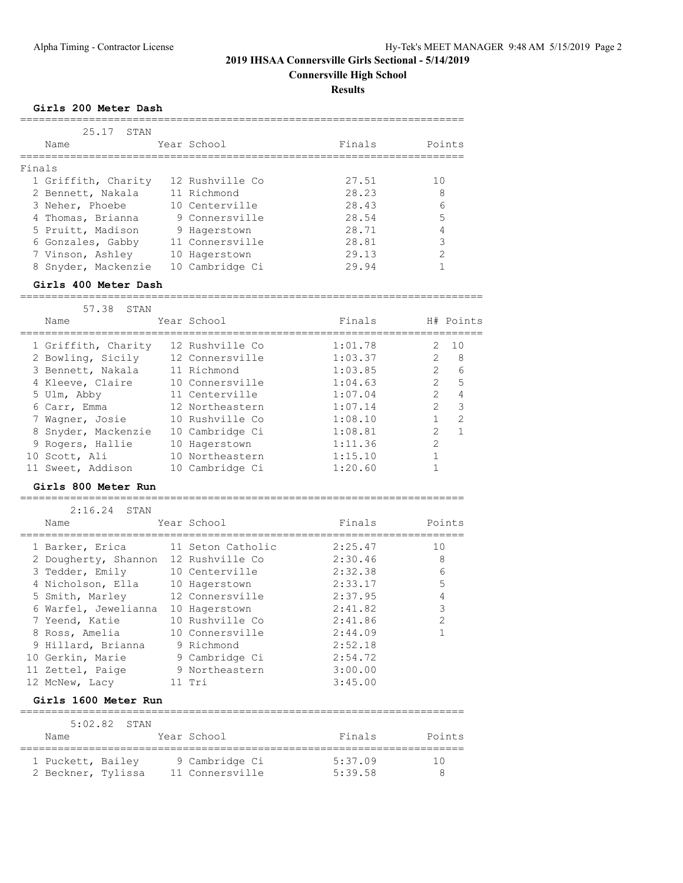# 2019 IHSAA Connersville Girls Sectional - 5/14/2019

## Connersville High School

### Results

**Girls 200 Meter Dash**

25.17 STAN

Finals

| | Name | Year | School | Finals | Points |
|---|---|---|---|---|---|
| 1 | Griffith, Charity | 12 | Rushville Co | 27.51 | 10 |
| 2 | Bennett, Nakala | 11 | Richmond | 28.23 | 8 |
| 3 | Neher, Phoebe | 10 | Centerville | 28.43 | 6 |
| 4 | Thomas, Brianna | 9 | Connersville | 28.54 | 5 |
| 5 | Pruitt, Madison | 9 | Hagerstown | 28.71 | 4 |
| 6 | Gonzales, Gabby | 11 | Connersville | 28.81 | 3 |
| 7 | Vinson, Ashley | 10 | Hagerstown | 29.13 | 2 |
| 8 | Snyder, Mackenzie | 10 | Cambridge Ci | 29.94 | 1 |

**Girls 400 Meter Dash**

57.38 STAN

| | Name | Year | School | Finals | H# | Points |
|---|---|---|---|---|---|---|
| 1 | Griffith, Charity | 12 | Rushville Co | 1:01.78 | 2 | 10 |
| 2 | Bowling, Sicily | 12 | Connersville | 1:03.37 | 2 | 8 |
| 3 | Bennett, Nakala | 11 | Richmond | 1:03.85 | 2 | 6 |
| 4 | Kleeve, Claire | 10 | Connersville | 1:04.63 | 2 | 5 |
| 5 | Ulm, Abby | 11 | Centerville | 1:07.04 | 2 | 4 |
| 6 | Carr, Emma | 12 | Northeastern | 1:07.14 | 2 | 3 |
| 7 | Wagner, Josie | 10 | Rushville Co | 1:08.10 | 1 | 2 |
| 8 | Snyder, Mackenzie | 10 | Cambridge Ci | 1:08.81 | 2 | 1 |
| 9 | Rogers, Hallie | 10 | Hagerstown | 1:11.36 | 2 | |
| 10 | Scott, Ali | 10 | Northeastern | 1:15.10 | 1 | |
| 11 | Sweet, Addison | 10 | Cambridge Ci | 1:20.60 | 1 | |

**Girls 800 Meter Run**

2:16.24 STAN

| | Name | Year | School | Finals | Points |
|---|---|---|---|---|---|
| 1 | Barker, Erica | 11 | Seton Catholic | 2:25.47 | 10 |
| 2 | Dougherty, Shannon | 12 | Rushville Co | 2:30.46 | 8 |
| 3 | Tedder, Emily | 10 | Centerville | 2:32.38 | 6 |
| 4 | Nicholson, Ella | 10 | Hagerstown | 2:33.17 | 5 |
| 5 | Smith, Marley | 12 | Connersville | 2:37.95 | 4 |
| 6 | Warfel, Jewelianna | 10 | Hagerstown | 2:41.82 | 3 |
| 7 | Yeend, Katie | 10 | Rushville Co | 2:41.86 | 2 |
| 8 | Ross, Amelia | 10 | Connersville | 2:44.09 | 1 |
| 9 | Hillard, Brianna | 9 | Richmond | 2:52.18 | |
| 10 | Gerkin, Marie | 9 | Cambridge Ci | 2:54.72 | |
| 11 | Zettel, Paige | 9 | Northeastern | 3:00.00 | |
| 12 | McNew, Lacy | 11 | Tri | 3:45.00 | |

**Girls 1600 Meter Run**

5:02.82 STAN

| | Name | Year | School | Finals | Points |
|---|---|---|---|---|---|
| 1 | Puckett, Bailey | 9 | Cambridge Ci | 5:37.09 | 10 |
| 2 | Beckner, Tylissa | 11 | Connersville | 5:39.58 | 8 |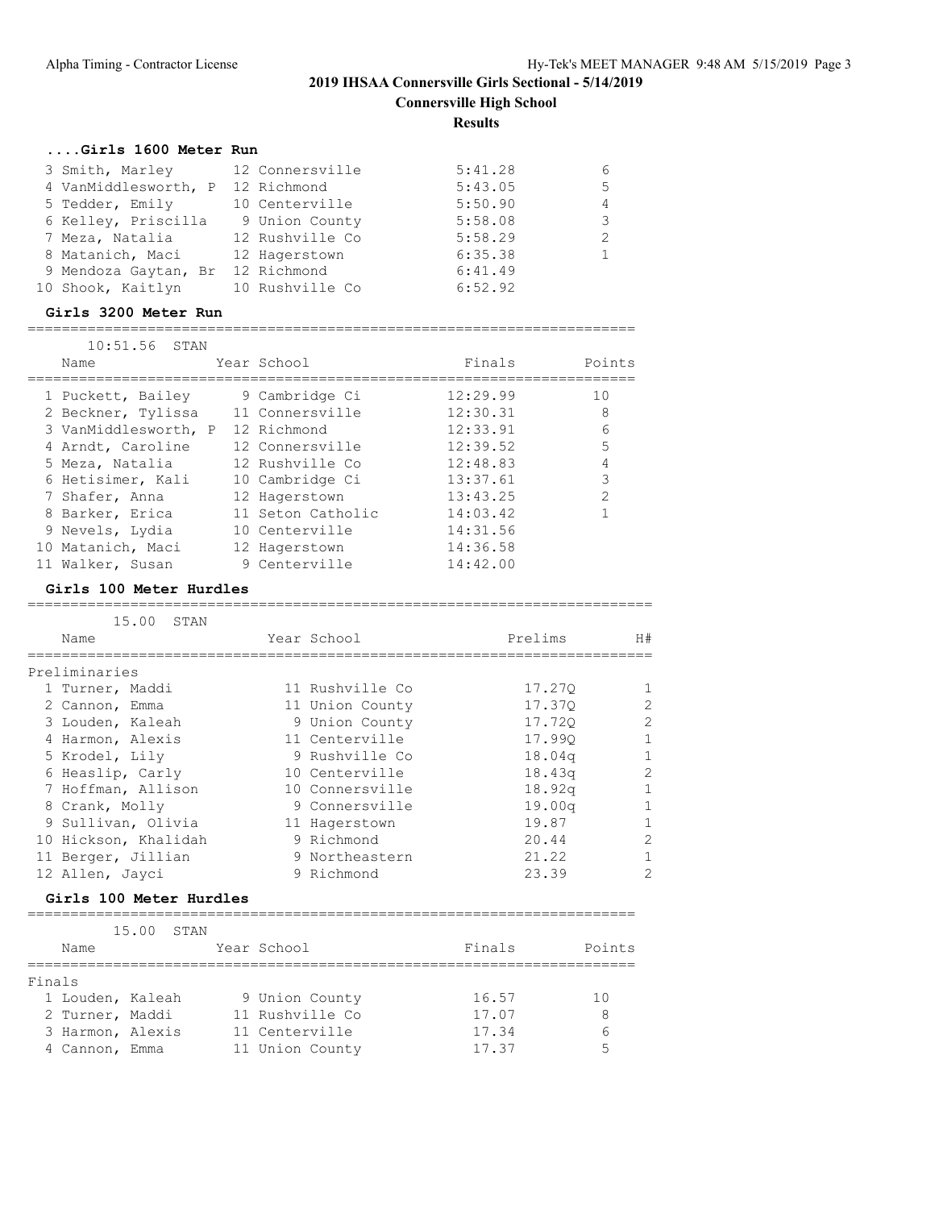# 2019 IHSAA Connersville Girls Sectional - 5/14/2019

## Connersville High School

### Results

#### ....Girls 1600 Meter Run

| Place | Name | Year | School | Finals | Points |
|---|---|---|---|---|---|
| 3 | Smith, Marley | 12 | Connersville | 5:41.28 | 6 |
| 4 | VanMiddlesworth, P | 12 | Richmond | 5:43.05 | 5 |
| 5 | Tedder, Emily | 10 | Centerville | 5:50.90 | 4 |
| 6 | Kelley, Priscilla | 9 | Union County | 5:58.08 | 3 |
| 7 | Meza, Natalia | 12 | Rushville Co | 5:58.29 | 2 |
| 8 | Matanich, Maci | 12 | Hagerstown | 6:35.38 | 1 |
| 9 | Mendoza Gaytan, Br | 12 | Richmond | 6:41.49 | |
| 10 | Shook, Kaitlyn | 10 | Rushville Co | 6:52.92 | |

#### Girls 3200 Meter Run

10:51.56 STAN

| Place | Name | Year | School | Finals | Points |
|---|---|---|---|---|---|
| 1 | Puckett, Bailey | 9 | Cambridge Ci | 12:29.99 | 10 |
| 2 | Beckner, Tylissa | 11 | Connersville | 12:30.31 | 8 |
| 3 | VanMiddlesworth, P | 12 | Richmond | 12:33.91 | 6 |
| 4 | Arndt, Caroline | 12 | Connersville | 12:39.52 | 5 |
| 5 | Meza, Natalia | 12 | Rushville Co | 12:48.83 | 4 |
| 6 | Hetisimer, Kali | 10 | Cambridge Ci | 13:37.61 | 3 |
| 7 | Shafer, Anna | 12 | Hagerstown | 13:43.25 | 2 |
| 8 | Barker, Erica | 11 | Seton Catholic | 14:03.42 | 1 |
| 9 | Nevels, Lydia | 10 | Centerville | 14:31.56 | |
| 10 | Matanich, Maci | 12 | Hagerstown | 14:36.58 | |
| 11 | Walker, Susan | 9 | Centerville | 14:42.00 | |

#### Girls 100 Meter Hurdles

15.00 STAN

Preliminaries

| Place | Name | Year | School | Prelims | H# |
|---|---|---|---|---|---|
| 1 | Turner, Maddi | 11 | Rushville Co | 17.27Q | 1 |
| 2 | Cannon, Emma | 11 | Union County | 17.37Q | 2 |
| 3 | Louden, Kaleah | 9 | Union County | 17.72Q | 2 |
| 4 | Harmon, Alexis | 11 | Centerville | 17.99Q | 1 |
| 5 | Krodel, Lily | 9 | Rushville Co | 18.04q | 1 |
| 6 | Heaslip, Carly | 10 | Centerville | 18.43q | 2 |
| 7 | Hoffman, Allison | 10 | Connersville | 18.92q | 1 |
| 8 | Crank, Molly | 9 | Connersville | 19.00q | 1 |
| 9 | Sullivan, Olivia | 11 | Hagerstown | 19.87 | 1 |
| 10 | Hickson, Khalidah | 9 | Richmond | 20.44 | 2 |
| 11 | Berger, Jillian | 9 | Northeastern | 21.22 | 1 |
| 12 | Allen, Jayci | 9 | Richmond | 23.39 | 2 |

#### Girls 100 Meter Hurdles

15.00 STAN

Finals

| Place | Name | Year | School | Finals | Points |
|---|---|---|---|---|---|
| 1 | Louden, Kaleah | 9 | Union County | 16.57 | 10 |
| 2 | Turner, Maddi | 11 | Rushville Co | 17.07 | 8 |
| 3 | Harmon, Alexis | 11 | Centerville | 17.34 | 6 |
| 4 | Cannon, Emma | 11 | Union County | 17.37 | 5 |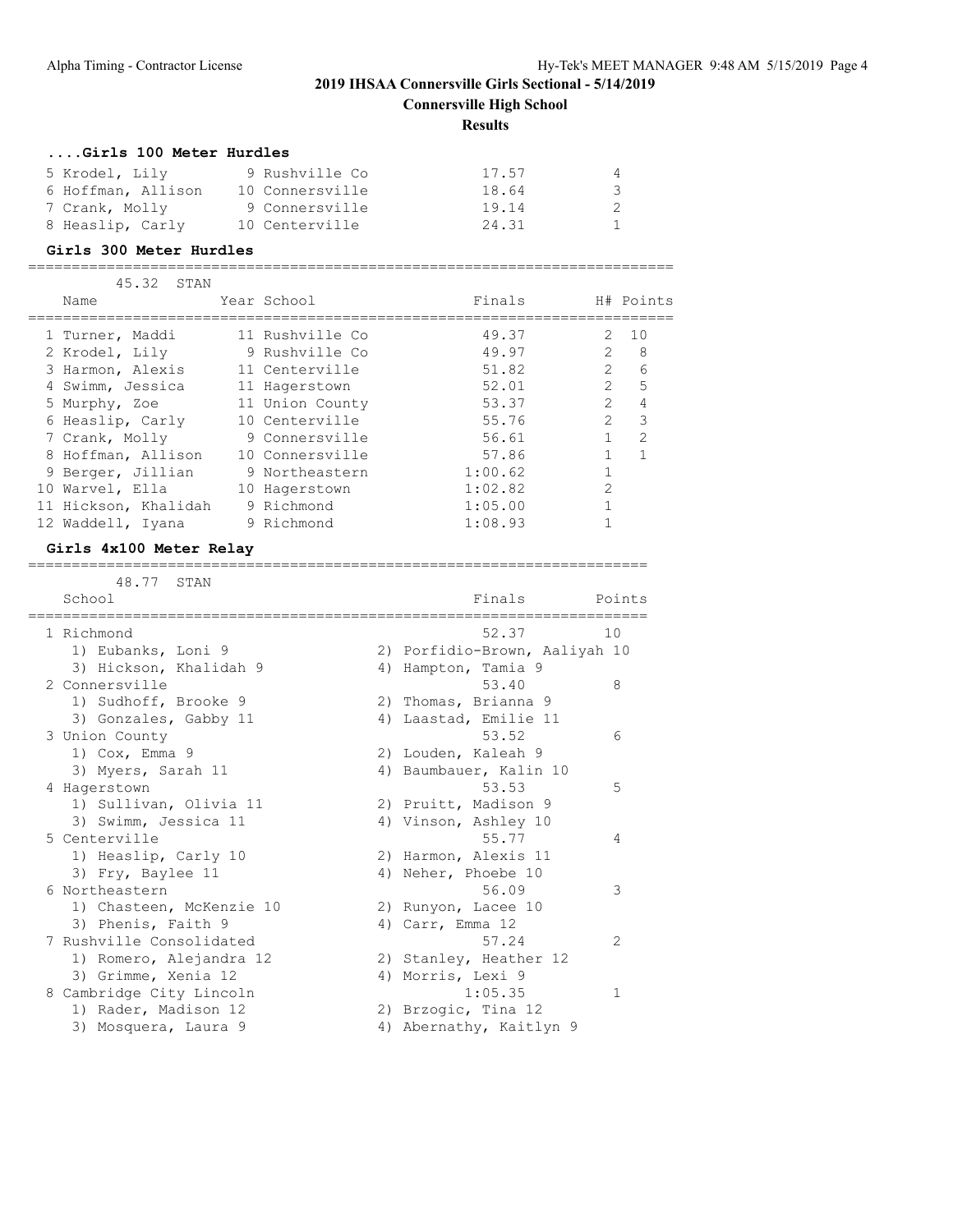## 2019 IHSAA Connersville Girls Sectional - 5/14/2019

**Connersville High School**

**Results**

### ....Girls 100 Meter Hurdles

| Place | Name | Year | School | Finals | Points |
|---|---|---|---|---|---|
| 5 | Krodel, Lily | 9 | Rushville Co | 17.57 | 4 |
| 6 | Hoffman, Allison | 10 | Connersville | 18.64 | 3 |
| 7 | Crank, Molly | 9 | Connersville | 19.14 | 2 |
| 8 | Heaslip, Carly | 10 | Centerville | 24.31 | 1 |

### Girls 300 Meter Hurdles

45.32 STAN

| Place | Name | Year | School | Finals | H# | Points |
|---|---|---|---|---|---|---|
| 1 | Turner, Maddi | 11 | Rushville Co | 49.37 | 2 | 10 |
| 2 | Krodel, Lily | 9 | Rushville Co | 49.97 | 2 | 8 |
| 3 | Harmon, Alexis | 11 | Centerville | 51.82 | 2 | 6 |
| 4 | Swimm, Jessica | 11 | Hagerstown | 52.01 | 2 | 5 |
| 5 | Murphy, Zoe | 11 | Union County | 53.37 | 2 | 4 |
| 6 | Heaslip, Carly | 10 | Centerville | 55.76 | 2 | 3 |
| 7 | Crank, Molly | 9 | Connersville | 56.61 | 1 | 2 |
| 8 | Hoffman, Allison | 10 | Connersville | 57.86 | 1 | 1 |
| 9 | Berger, Jillian | 9 | Northeastern | 1:00.62 | 1 | |
| 10 | Warvel, Ella | 10 | Hagerstown | 1:02.82 | 2 | |
| 11 | Hickson, Khalidah | 9 | Richmond | 1:05.00 | 1 | |
| 12 | Waddell, Iyana | 9 | Richmond | 1:08.93 | 1 | |

### Girls 4x100 Meter Relay

48.77 STAN

| Place | School | Finals | Points |
|---|---|---|---|
| 1 | Richmond | 52.37 | 10 |
| | 1) Eubanks, Loni 9; 2) Porfidio-Brown, Aaliyah 10; 3) Hickson, Khalidah 9; 4) Hampton, Tamia 9 | | |
| 2 | Connersville | 53.40 | 8 |
| | 1) Sudhoff, Brooke 9; 2) Thomas, Brianna 9; 3) Gonzales, Gabby 11; 4) Laastad, Emilie 11 | | |
| 3 | Union County | 53.52 | 6 |
| | 1) Cox, Emma 9; 2) Louden, Kaleah 9; 3) Myers, Sarah 11; 4) Baumbauer, Kalin 10 | | |
| 4 | Hagerstown | 53.53 | 5 |
| | 1) Sullivan, Olivia 11; 2) Pruitt, Madison 9; 3) Swimm, Jessica 11; 4) Vinson, Ashley 10 | | |
| 5 | Centerville | 55.77 | 4 |
| | 1) Heaslip, Carly 10; 2) Harmon, Alexis 11; 3) Fry, Baylee 11; 4) Neher, Phoebe 10 | | |
| 6 | Northeastern | 56.09 | 3 |
| | 1) Chasteen, McKenzie 10; 2) Runyon, Lacee 10; 3) Phenis, Faith 9; 4) Carr, Emma 12 | | |
| 7 | Rushville Consolidated | 57.24 | 2 |
| | 1) Romero, Alejandra 12; 2) Stanley, Heather 12; 3) Grimme, Xenia 12; 4) Morris, Lexi 9 | | |
| 8 | Cambridge City Lincoln | 1:05.35 | 1 |
| | 1) Rader, Madison 12; 2) Brzogic, Tina 12; 3) Mosquera, Laura 9; 4) Abernathy, Kaitlyn 9 | | |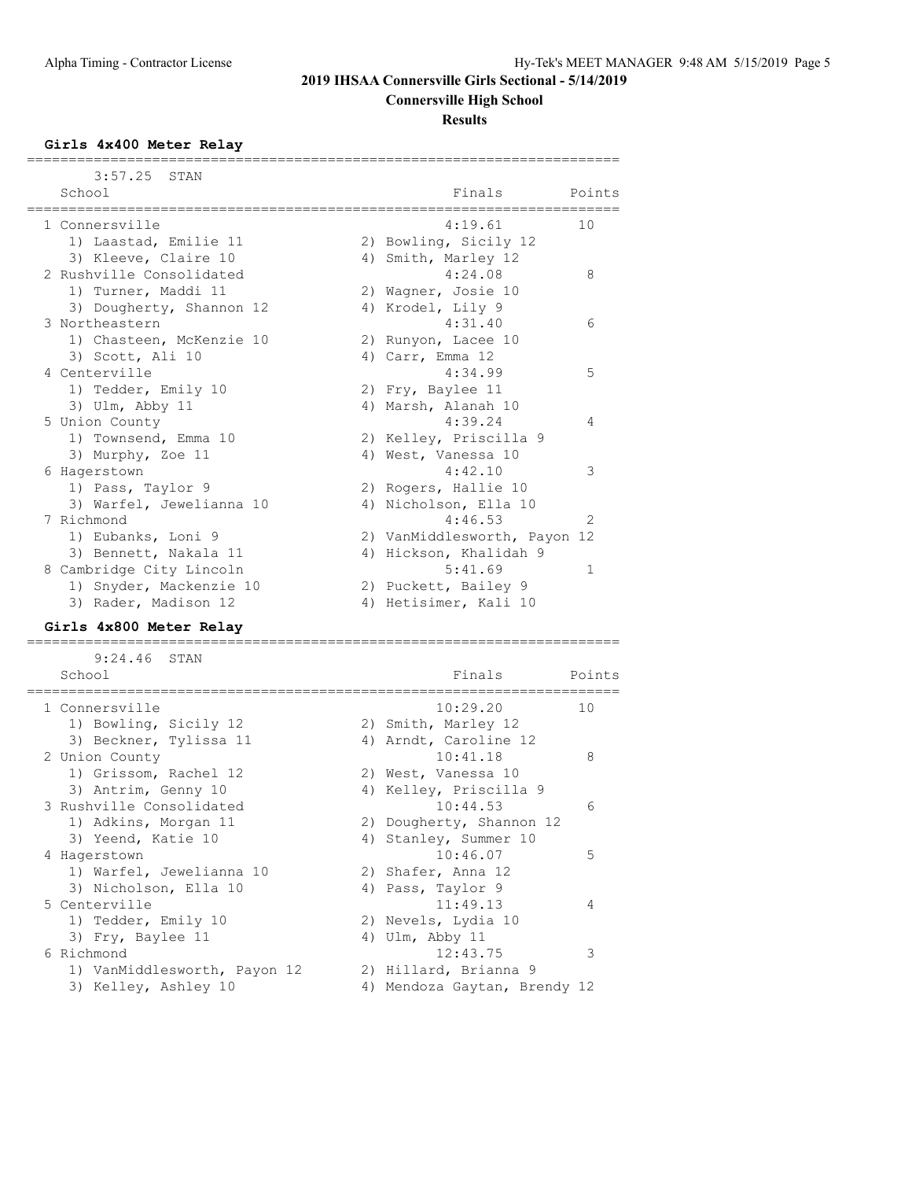# 2019 IHSAA Connersville Girls Sectional - 5/14/2019

## Connersville High School

### Results

**Girls 4x400 Meter Relay**

3:57.25 STAN

| Place | School | Finals | Points |
|---|---|---|---|
| 1 | Connersville | 4:19.61 | 10 |
| | 1) Laastad, Emilie 11; 2) Bowling, Sicily 12; 3) Kleeve, Claire 10; 4) Smith, Marley 12 | | |
| 2 | Rushville Consolidated | 4:24.08 | 8 |
| | 1) Turner, Maddi 11; 2) Wagner, Josie 10; 3) Dougherty, Shannon 12; 4) Krodel, Lily 9 | | |
| 3 | Northeastern | 4:31.40 | 6 |
| | 1) Chasteen, McKenzie 10; 2) Runyon, Lacee 10; 3) Scott, Ali 10; 4) Carr, Emma 12 | | |
| 4 | Centerville | 4:34.99 | 5 |
| | 1) Tedder, Emily 10; 2) Fry, Baylee 11; 3) Ulm, Abby 11; 4) Marsh, Alanah 10 | | |
| 5 | Union County | 4:39.24 | 4 |
| | 1) Townsend, Emma 10; 2) Kelley, Priscilla 9; 3) Murphy, Zoe 11; 4) West, Vanessa 10 | | |
| 6 | Hagerstown | 4:42.10 | 3 |
| | 1) Pass, Taylor 9; 2) Rogers, Hallie 10; 3) Warfel, Jewelianna 10; 4) Nicholson, Ella 10 | | |
| 7 | Richmond | 4:46.53 | 2 |
| | 1) Eubanks, Loni 9; 2) VanMiddlesworth, Payon 12; 3) Bennett, Nakala 11; 4) Hickson, Khalidah 9 | | |
| 8 | Cambridge City Lincoln | 5:41.69 | 1 |
| | 1) Snyder, Mackenzie 10; 2) Puckett, Bailey 9; 3) Rader, Madison 12; 4) Hetisimer, Kali 10 | | |

**Girls 4x800 Meter Relay**

9:24.46 STAN

| Place | School | Finals | Points |
|---|---|---|---|
| 1 | Connersville | 10:29.20 | 10 |
| | 1) Bowling, Sicily 12; 2) Smith, Marley 12; 3) Beckner, Tylissa 11; 4) Arndt, Caroline 12 | | |
| 2 | Union County | 10:41.18 | 8 |
| | 1) Grissom, Rachel 12; 2) West, Vanessa 10; 3) Antrim, Genny 10; 4) Kelley, Priscilla 9 | | |
| 3 | Rushville Consolidated | 10:44.53 | 6 |
| | 1) Adkins, Morgan 11; 2) Dougherty, Shannon 12; 3) Yeend, Katie 10; 4) Stanley, Summer 10 | | |
| 4 | Hagerstown | 10:46.07 | 5 |
| | 1) Warfel, Jewelianna 10; 2) Shafer, Anna 12; 3) Nicholson, Ella 10; 4) Pass, Taylor 9 | | |
| 5 | Centerville | 11:49.13 | 4 |
| | 1) Tedder, Emily 10; 2) Nevels, Lydia 10; 3) Fry, Baylee 11; 4) Ulm, Abby 11 | | |
| 6 | Richmond | 12:43.75 | 3 |
| | 1) VanMiddlesworth, Payon 12; 2) Hillard, Brianna 9; 3) Kelley, Ashley 10; 4) Mendoza Gaytan, Brendy 12 | | |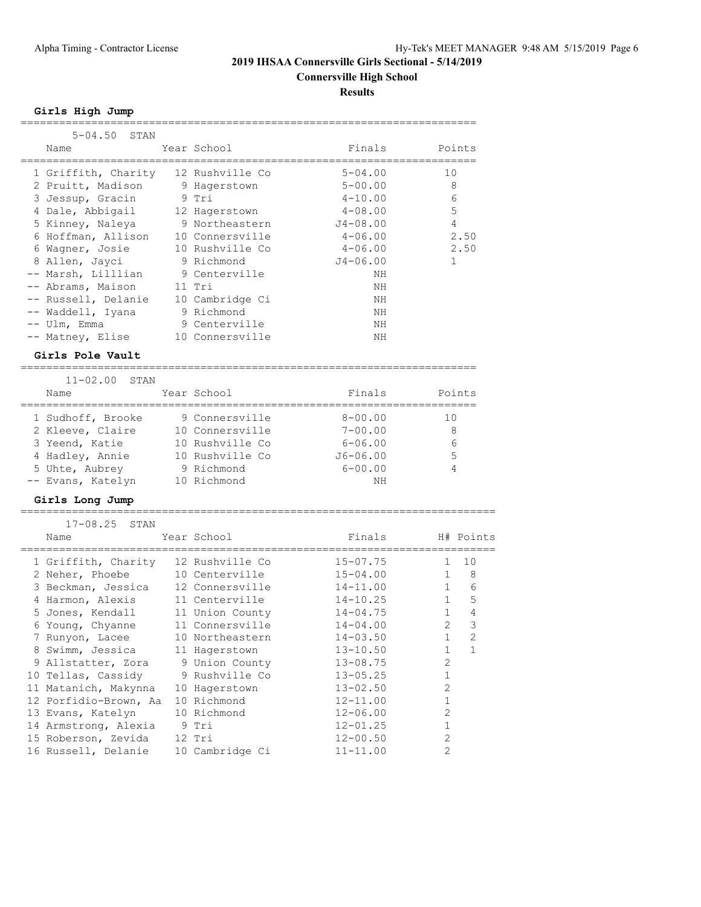# 2019 IHSAA Connersville Girls Sectional - 5/14/2019

## Connersville High School

## Results

### Girls High Jump

5-04.50 STAN

| Place | Name | Year | School | Finals | Points |
|---|---|---|---|---|---|
| 1 | Griffith, Charity | 12 | Rushville Co | 5-04.00 | 10 |
| 2 | Pruitt, Madison | 9 | Hagerstown | 5-00.00 | 8 |
| 3 | Jessup, Gracin | 9 | Tri | 4-10.00 | 6 |
| 4 | Dale, Abbigail | 12 | Hagerstown | 4-08.00 | 5 |
| 5 | Kinney, Naleya | 9 | Northeastern | J4-08.00 | 4 |
| 6 | Hoffman, Allison | 10 | Connersville | 4-06.00 | 2.50 |
| 6 | Wagner, Josie | 10 | Rushville Co | 4-06.00 | 2.50 |
| 8 | Allen, Jayci | 9 | Richmond | J4-06.00 | 1 |
| -- | Marsh, Lilllian | 9 | Centerville | NH | |
| -- | Abrams, Maison | 11 | Tri | NH | |
| -- | Russell, Delanie | 10 | Cambridge Ci | NH | |
| -- | Waddell, Iyana | 9 | Richmond | NH | |
| -- | Ulm, Emma | 9 | Centerville | NH | |
| -- | Matney, Elise | 10 | Connersville | NH | |

### Girls Pole Vault

11-02.00 STAN

| Place | Name | Year | School | Finals | Points |
|---|---|---|---|---|---|
| 1 | Sudhoff, Brooke | 9 | Connersville | 8-00.00 | 10 |
| 2 | Kleeve, Claire | 10 | Connersville | 7-00.00 | 8 |
| 3 | Yeend, Katie | 10 | Rushville Co | 6-06.00 | 6 |
| 4 | Hadley, Annie | 10 | Rushville Co | J6-06.00 | 5 |
| 5 | Uhte, Aubrey | 9 | Richmond | 6-00.00 | 4 |
| -- | Evans, Katelyn | 10 | Richmond | NH | |

### Girls Long Jump

17-08.25 STAN

| Place | Name | Year | School | Finals | H# | Points |
|---|---|---|---|---|---|---|
| 1 | Griffith, Charity | 12 | Rushville Co | 15-07.75 | 1 | 10 |
| 2 | Neher, Phoebe | 10 | Centerville | 15-04.00 | 1 | 8 |
| 3 | Beckman, Jessica | 12 | Connersville | 14-11.00 | 1 | 6 |
| 4 | Harmon, Alexis | 11 | Centerville | 14-10.25 | 1 | 5 |
| 5 | Jones, Kendall | 11 | Union County | 14-04.75 | 1 | 4 |
| 6 | Young, Chyanne | 11 | Connersville | 14-04.00 | 2 | 3 |
| 7 | Runyon, Lacee | 10 | Northeastern | 14-03.50 | 1 | 2 |
| 8 | Swimm, Jessica | 11 | Hagerstown | 13-10.50 | 1 | 1 |
| 9 | Allstatter, Zora | 9 | Union County | 13-08.75 | 2 | |
| 10 | Tellas, Cassidy | 9 | Rushville Co | 13-05.25 | 1 | |
| 11 | Matanich, Makynna | 10 | Hagerstown | 13-02.50 | 2 | |
| 12 | Porfidio-Brown, Aa | 10 | Richmond | 12-11.00 | 1 | |
| 13 | Evans, Katelyn | 10 | Richmond | 12-06.00 | 2 | |
| 14 | Armstrong, Alexia | 9 | Tri | 12-01.25 | 1 | |
| 15 | Roberson, Zevida | 12 | Tri | 12-00.50 | 2 | |
| 16 | Russell, Delanie | 10 | Cambridge Ci | 11-11.00 | 2 | |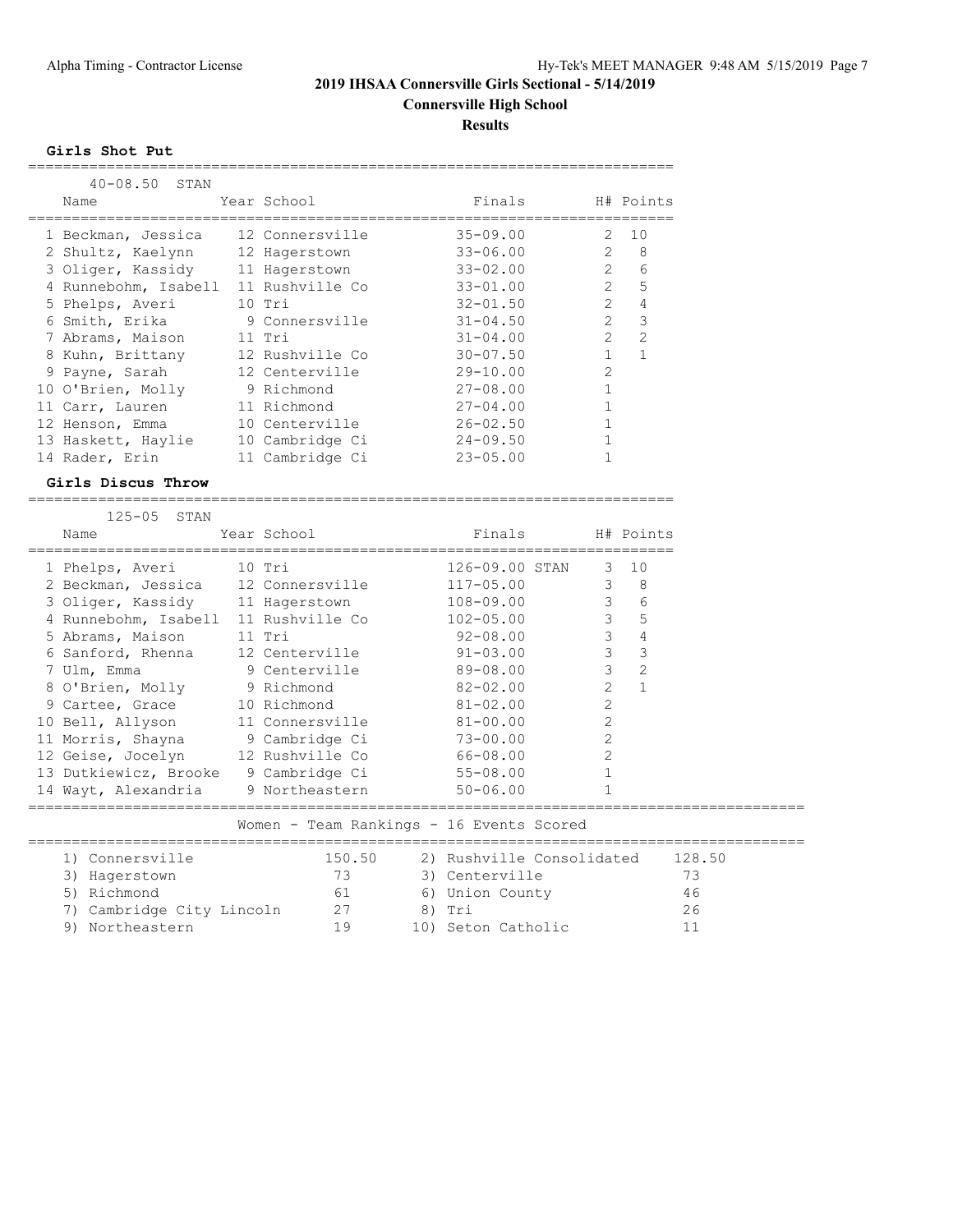## 2019 IHSAA Connersville Girls Sectional - 5/14/2019

## Connersville High School

## Results

### Girls Shot Put

40-08.50 STAN

| | Name | Year | School | Finals | H# | Points |
|---|---|---|---|---|---|---|
| 1 | Beckman, Jessica | 12 | Connersville | 35-09.00 | 2 | 10 |
| 2 | Shultz, Kaelynn | 12 | Hagerstown | 33-06.00 | 2 | 8 |
| 3 | Oliger, Kassidy | 11 | Hagerstown | 33-02.00 | 2 | 6 |
| 4 | Runnebohm, Isabell | 11 | Rushville Co | 33-01.00 | 2 | 5 |
| 5 | Phelps, Averi | 10 | Tri | 32-01.50 | 2 | 4 |
| 6 | Smith, Erika | 9 | Connersville | 31-04.50 | 2 | 3 |
| 7 | Abrams, Maison | 11 | Tri | 31-04.00 | 2 | 2 |
| 8 | Kuhn, Brittany | 12 | Rushville Co | 30-07.50 | 1 | 1 |
| 9 | Payne, Sarah | 12 | Centerville | 29-10.00 | 2 | |
| 10 | O'Brien, Molly | 9 | Richmond | 27-08.00 | 1 | |
| 11 | Carr, Lauren | 11 | Richmond | 27-04.00 | 1 | |
| 12 | Henson, Emma | 10 | Centerville | 26-02.50 | 1 | |
| 13 | Haskett, Haylie | 10 | Cambridge Ci | 24-09.50 | 1 | |
| 14 | Rader, Erin | 11 | Cambridge Ci | 23-05.00 | 1 | |

### Girls Discus Throw

125-05 STAN

| | Name | Year | School | Finals | H# | Points |
|---|---|---|---|---|---|---|
| 1 | Phelps, Averi | 10 | Tri | 126-09.00 STAN | 3 | 10 |
| 2 | Beckman, Jessica | 12 | Connersville | 117-05.00 | 3 | 8 |
| 3 | Oliger, Kassidy | 11 | Hagerstown | 108-09.00 | 3 | 6 |
| 4 | Runnebohm, Isabell | 11 | Rushville Co | 102-05.00 | 3 | 5 |
| 5 | Abrams, Maison | 11 | Tri | 92-08.00 | 3 | 4 |
| 6 | Sanford, Rhenna | 12 | Centerville | 91-03.00 | 3 | 3 |
| 7 | Ulm, Emma | 9 | Centerville | 89-08.00 | 3 | 2 |
| 8 | O'Brien, Molly | 9 | Richmond | 82-02.00 | 2 | 1 |
| 9 | Cartee, Grace | 10 | Richmond | 81-02.00 | 2 | |
| 10 | Bell, Allyson | 11 | Connersville | 81-00.00 | 2 | |
| 11 | Morris, Shayna | 9 | Cambridge Ci | 73-00.00 | 2 | |
| 12 | Geise, Jocelyn | 12 | Rushville Co | 66-08.00 | 2 | |
| 13 | Dutkiewicz, Brooke | 9 | Cambridge Ci | 55-08.00 | 1 | |
| 14 | Wayt, Alexandria | 9 | Northeastern | 50-06.00 | 1 | |

### Women - Team Rankings - 16 Events Scored

| | | | |
|---|---|---|---|
| 1) Connersville | 150.50 | 2) Rushville Consolidated | 128.50 |
| 3) Hagerstown | 73 | 3) Centerville | 73 |
| 5) Richmond | 61 | 6) Union County | 46 |
| 7) Cambridge City Lincoln | 27 | 8) Tri | 26 |
| 9) Northeastern | 19 | 10) Seton Catholic | 11 |